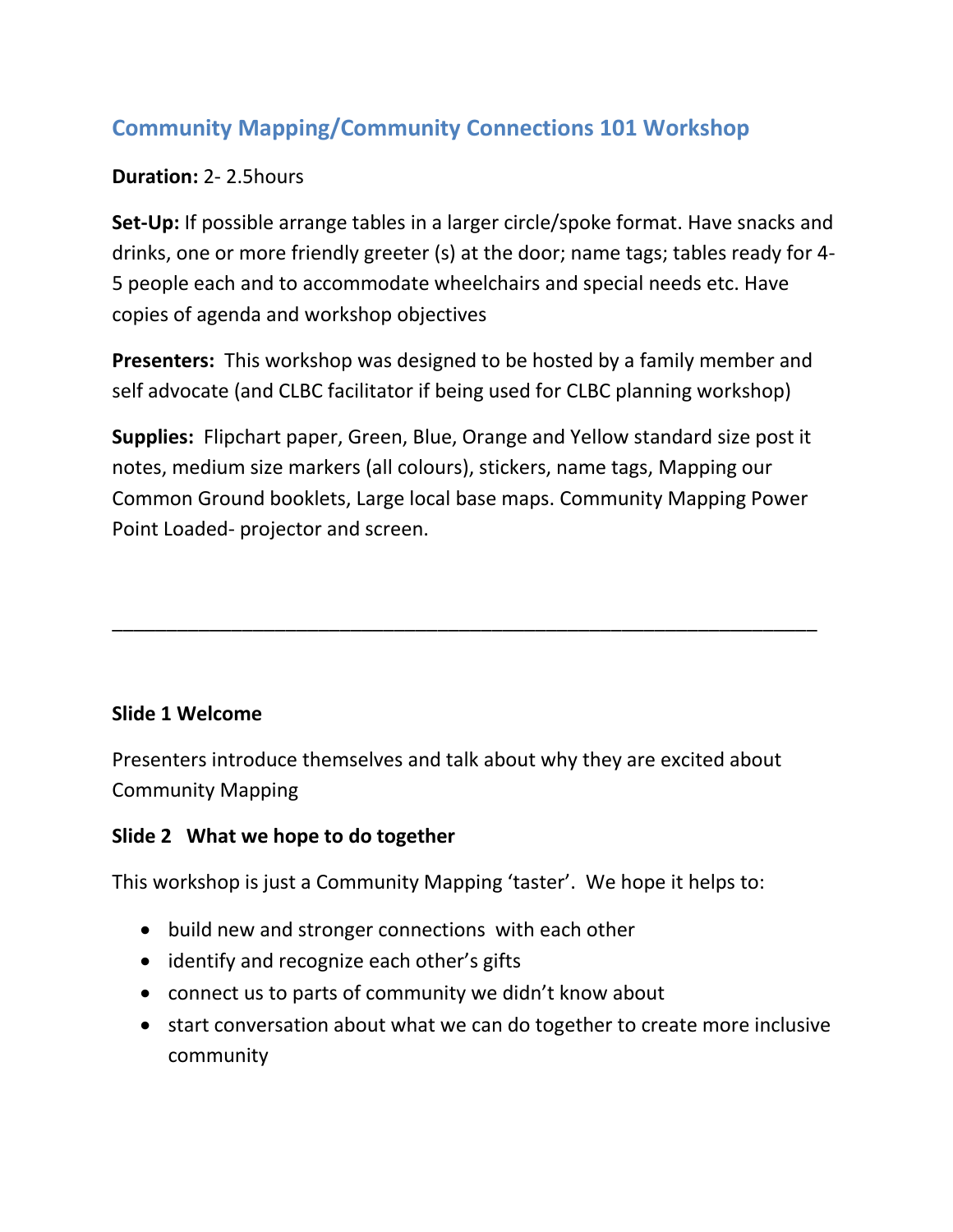## Community Mapping/Community Connections 101 Workshop

**Duration:** 2- 2.5hours

**Set-Up:** If possible arrange tables in a larger circle/spoke format. Have snacks and drinks, one or more friendly greeter (s) at the door; name tags; tables ready for 4-5 people each and to accommodate wheelchairs and special needs etc. Have copies of agenda and workshop objectives

**Presenters:** This workshop was designed to be hosted by a family member and self advocate (and CLBC facilitator if being used for CLBC planning workshop)

**Supplies:** Flipchart paper, Green, Blue, Orange and Yellow standard size post it notes, medium size markers (all colours), stickers, name tags, Mapping our Common Ground booklets, Large local base maps. Community Mapping Power Point Loaded- projector and screen.

---

**Slide 1 Welcome**

Presenters introduce themselves and talk about why they are excited about Community Mapping

**Slide 2 What we hope to do together**

This workshop is just a Community Mapping 'taster'. We hope it helps to:

- build new and stronger connections with each other
- identify and recognize each other's gifts
- connect us to parts of community we didn't know about
- start conversation about what we can do together to create more inclusive community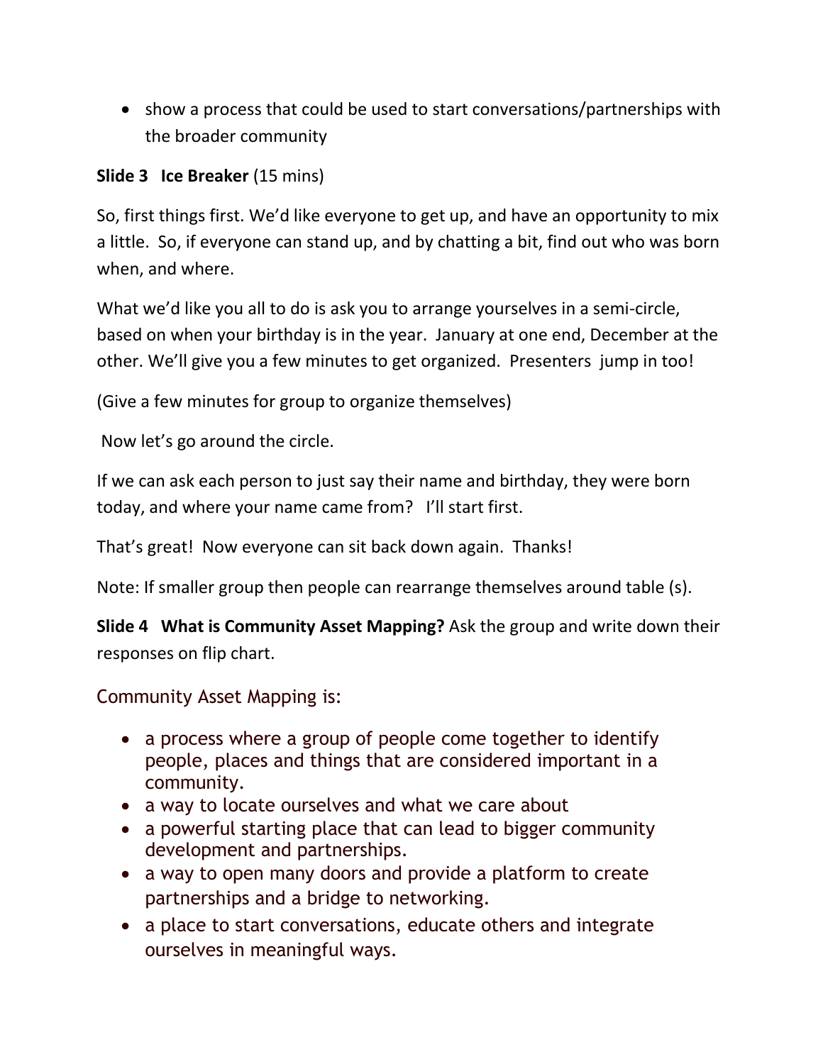- show a process that could be used to start conversations/partnerships with the broader community

**Slide 3 Ice Breaker** (15 mins)

So, first things first. We'd like everyone to get up, and have an opportunity to mix a little. So, if everyone can stand up, and by chatting a bit, find out who was born when, and where.

What we'd like you all to do is ask you to arrange yourselves in a semi-circle, based on when your birthday is in the year. January at one end, December at the other. We'll give you a few minutes to get organized. Presenters jump in too!

(Give a few minutes for group to organize themselves)

Now let's go around the circle.

If we can ask each person to just say their name and birthday, they were born today, and where your name came from? I'll start first.

That's great! Now everyone can sit back down again. Thanks!

Note: If smaller group then people can rearrange themselves around table (s).

**Slide 4 What is Community Asset Mapping?** Ask the group and write down their responses on flip chart.

Community Asset Mapping is:

- a process where a group of people come together to identify people, places and things that are considered important in a community.
- a way to locate ourselves and what we care about
- a powerful starting place that can lead to bigger community development and partnerships.
- a way to open many doors and provide a platform to create partnerships and a bridge to networking.
- a place to start conversations, educate others and integrate ourselves in meaningful ways.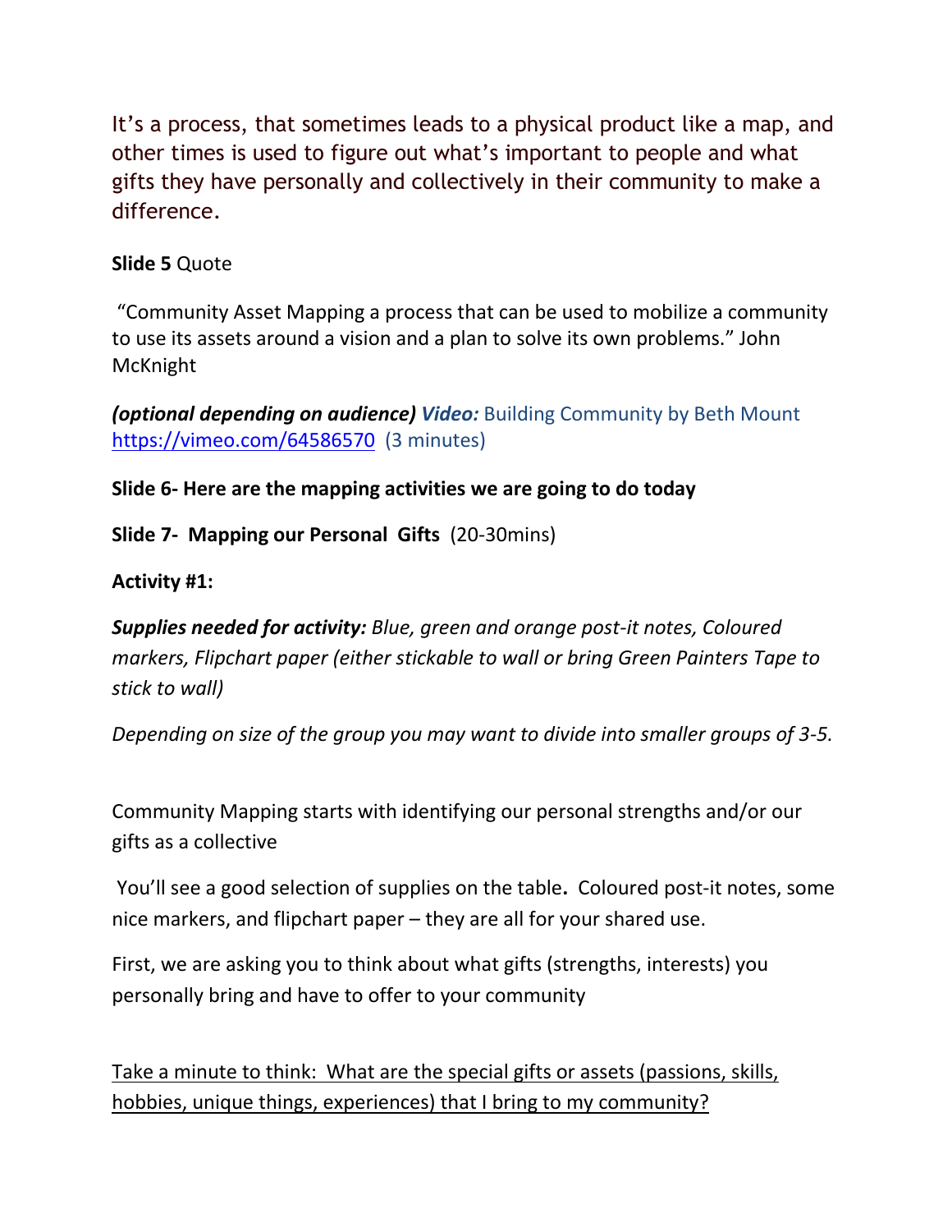It’s a process, that sometimes leads to a physical product like a map, and other times is used to figure out what’s important to people and what gifts they have personally and collectively in their community to make a difference.

**Slide 5** Quote

“Community Asset Mapping a process that can be used to mobilize a community to use its assets around a vision and a plan to solve its own problems.” John McKnight

***(optional depending on audience)*** ***Video:*** Building Community by Beth Mount https://vimeo.com/64586570 (3 minutes)

**Slide 6- Here are the mapping activities we are going to do today**

**Slide 7- Mapping our Personal Gifts** (20-30mins)

**Activity #1:**

***Supplies needed for activity:*** *Blue, green and orange post-it notes, Coloured markers, Flipchart paper (either stickable to wall or bring Green Painters Tape to stick to wall)*

*Depending on size of the group you may want to divide into smaller groups of 3-5.*

Community Mapping starts with identifying our personal strengths and/or our gifts as a collective

You’ll see a good selection of supplies on the table**.** Coloured post-it notes, some nice markers, and flipchart paper – they are all for your shared use.

First, we are asking you to think about what gifts (strengths, interests) you personally bring and have to offer to your community

<u>Take a minute to think: What are the special gifts or assets (passions, skills, hobbies, unique things, experiences) that I bring to my community?</u>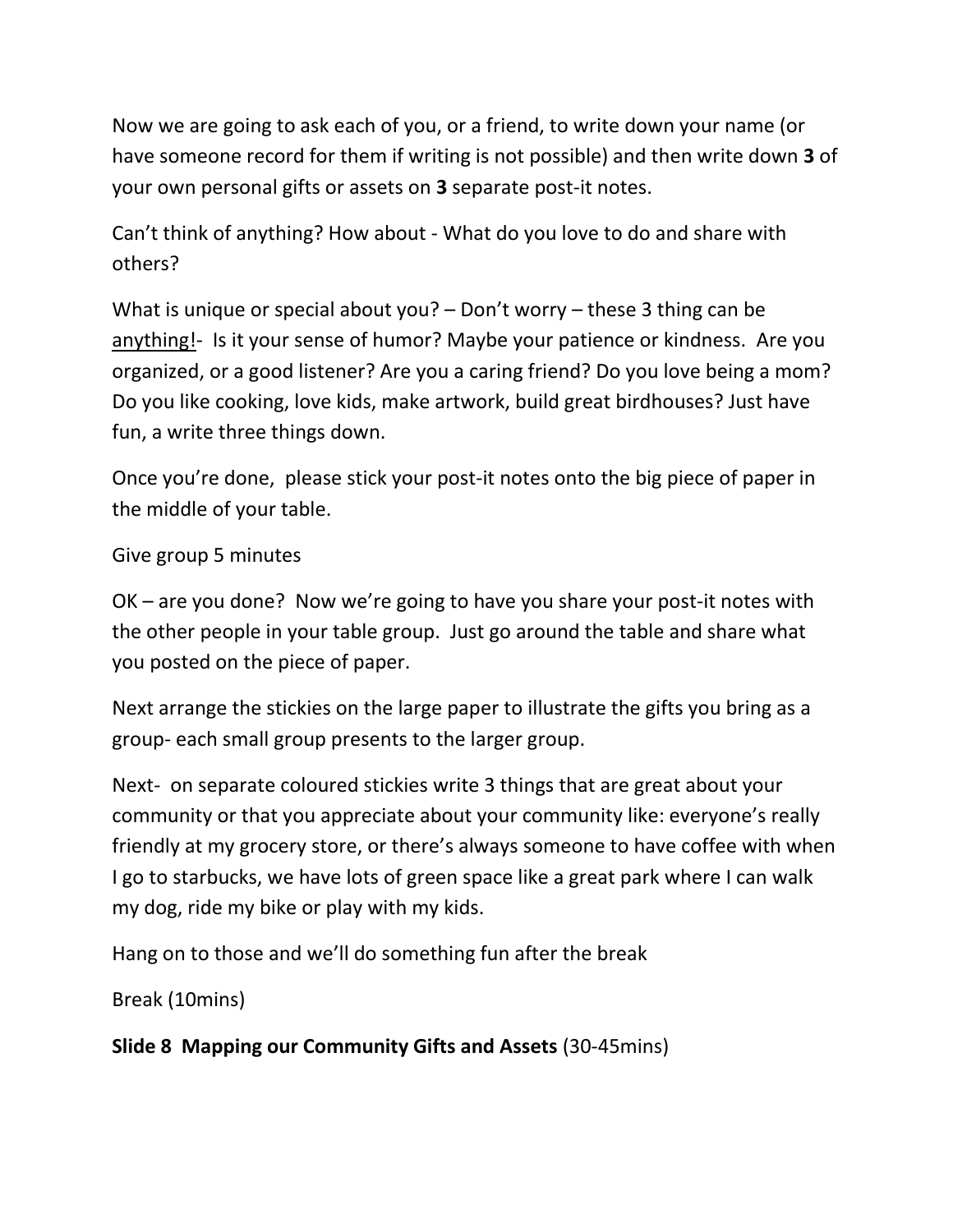Now we are going to ask each of you, or a friend, to write down your name (or have someone record for them if writing is not possible) and then write down **3** of your own personal gifts or assets on **3** separate post-it notes.

Can't think of anything? How about - What do you love to do and share with others?

What is unique or special about you? – Don't worry – these 3 thing can be <u>anything!</u>- Is it your sense of humor? Maybe your patience or kindness. Are you organized, or a good listener? Are you a caring friend? Do you love being a mom? Do you like cooking, love kids, make artwork, build great birdhouses? Just have fun, a write three things down.

Once you're done, please stick your post-it notes onto the big piece of paper in the middle of your table.

Give group 5 minutes

OK – are you done? Now we're going to have you share your post-it notes with the other people in your table group. Just go around the table and share what you posted on the piece of paper.

Next arrange the stickies on the large paper to illustrate the gifts you bring as a group- each small group presents to the larger group.

Next- on separate coloured stickies write 3 things that are great about your community or that you appreciate about your community like: everyone's really friendly at my grocery store, or there's always someone to have coffee with when I go to starbucks, we have lots of green space like a great park where I can walk my dog, ride my bike or play with my kids.

Hang on to those and we'll do something fun after the break

Break (10mins)

**Slide 8 Mapping our Community Gifts and Assets** (30-45mins)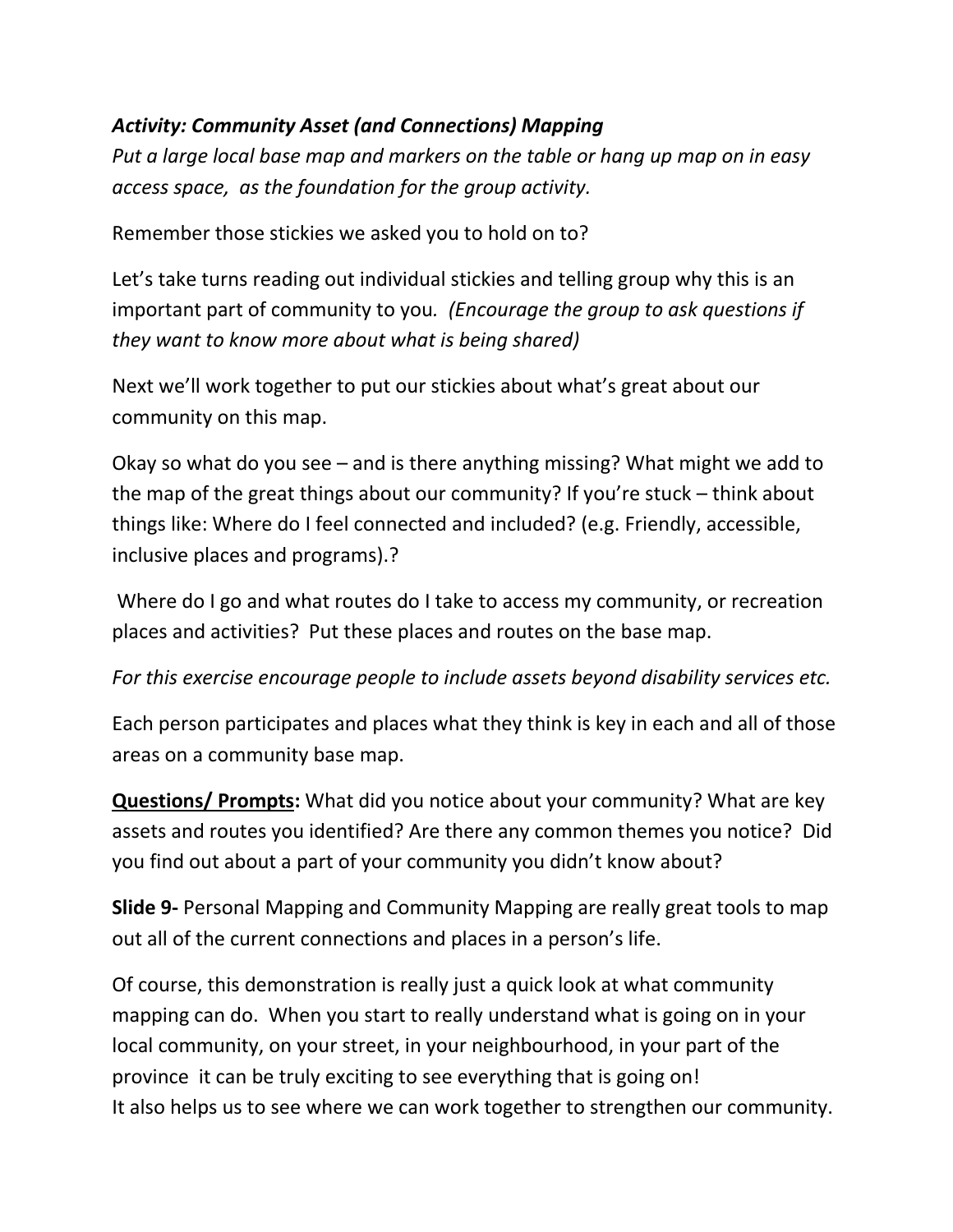***Activity: Community Asset (and Connections) Mapping***

*Put a large local base map and markers on the table or hang up map on in easy access space, as the foundation for the group activity.*

Remember those stickies we asked you to hold on to?

Let's take turns reading out individual stickies and telling group why this is an important part of community to you. *(Encourage the group to ask questions if they want to know more about what is being shared)*

Next we'll work together to put our stickies about what's great about our community on this map.

Okay so what do you see – and is there anything missing? What might we add to the map of the great things about our community? If you're stuck – think about things like: Where do I feel connected and included? (e.g. Friendly, accessible, inclusive places and programs).?

Where do I go and what routes do I take to access my community, or recreation places and activities? Put these places and routes on the base map.

*For this exercise encourage people to include assets beyond disability services etc.*

Each person participates and places what they think is key in each and all of those areas on a community base map.

**Questions/ Prompts:** What did you notice about your community? What are key assets and routes you identified? Are there any common themes you notice? Did you find out about a part of your community you didn't know about?

**Slide 9-** Personal Mapping and Community Mapping are really great tools to map out all of the current connections and places in a person's life.

Of course, this demonstration is really just a quick look at what community mapping can do. When you start to really understand what is going on in your local community, on your street, in your neighbourhood, in your part of the province it can be truly exciting to see everything that is going on!
It also helps us to see where we can work together to strengthen our community.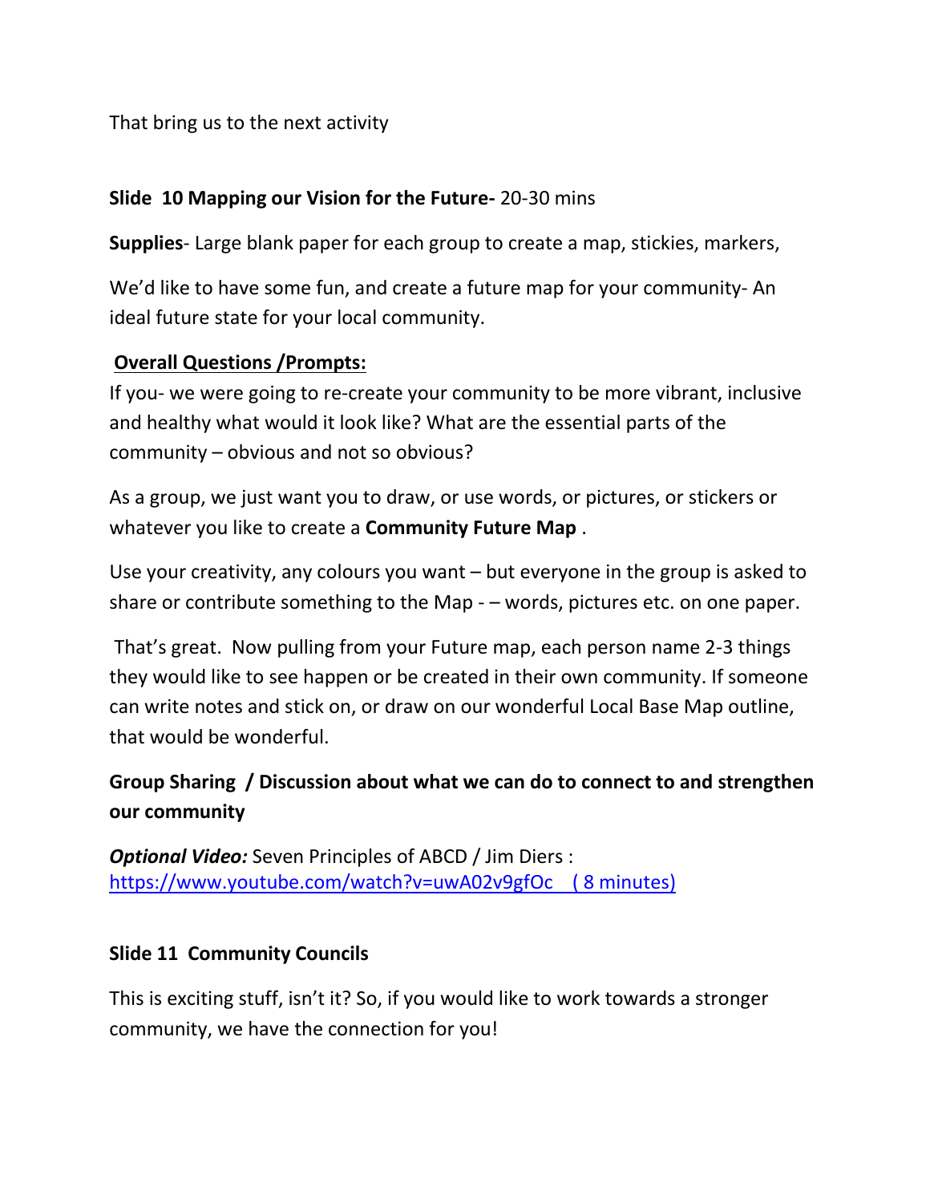That bring us to the next activity

**Slide 10 Mapping our Vision for the Future-** 20-30 mins

**Supplies**- Large blank paper for each group to create a map, stickies, markers,

We'd like to have some fun, and create a future map for your community- An ideal future state for your local community.

**Overall Questions /Prompts:**

If you- we were going to re-create your community to be more vibrant, inclusive and healthy what would it look like? What are the essential parts of the community – obvious and not so obvious?

As a group, we just want you to draw, or use words, or pictures, or stickers or whatever you like to create a **Community Future Map** .

Use your creativity, any colours you want – but everyone in the group is asked to share or contribute something to the Map - – words, pictures etc. on one paper.

That's great. Now pulling from your Future map, each person name 2-3 things they would like to see happen or be created in their own community. If someone can write notes and stick on, or draw on our wonderful Local Base Map outline, that would be wonderful.

**Group Sharing / Discussion about what we can do to connect to and strengthen our community**

***Optional Video:*** Seven Principles of ABCD / Jim Diers : [https://www.youtube.com/watch?v=uwA02v9gfOc ( 8 minutes)](https://www.youtube.com/watch?v=uwA02v9gfOc)

**Slide 11 Community Councils**

This is exciting stuff, isn't it? So, if you would like to work towards a stronger community, we have the connection for you!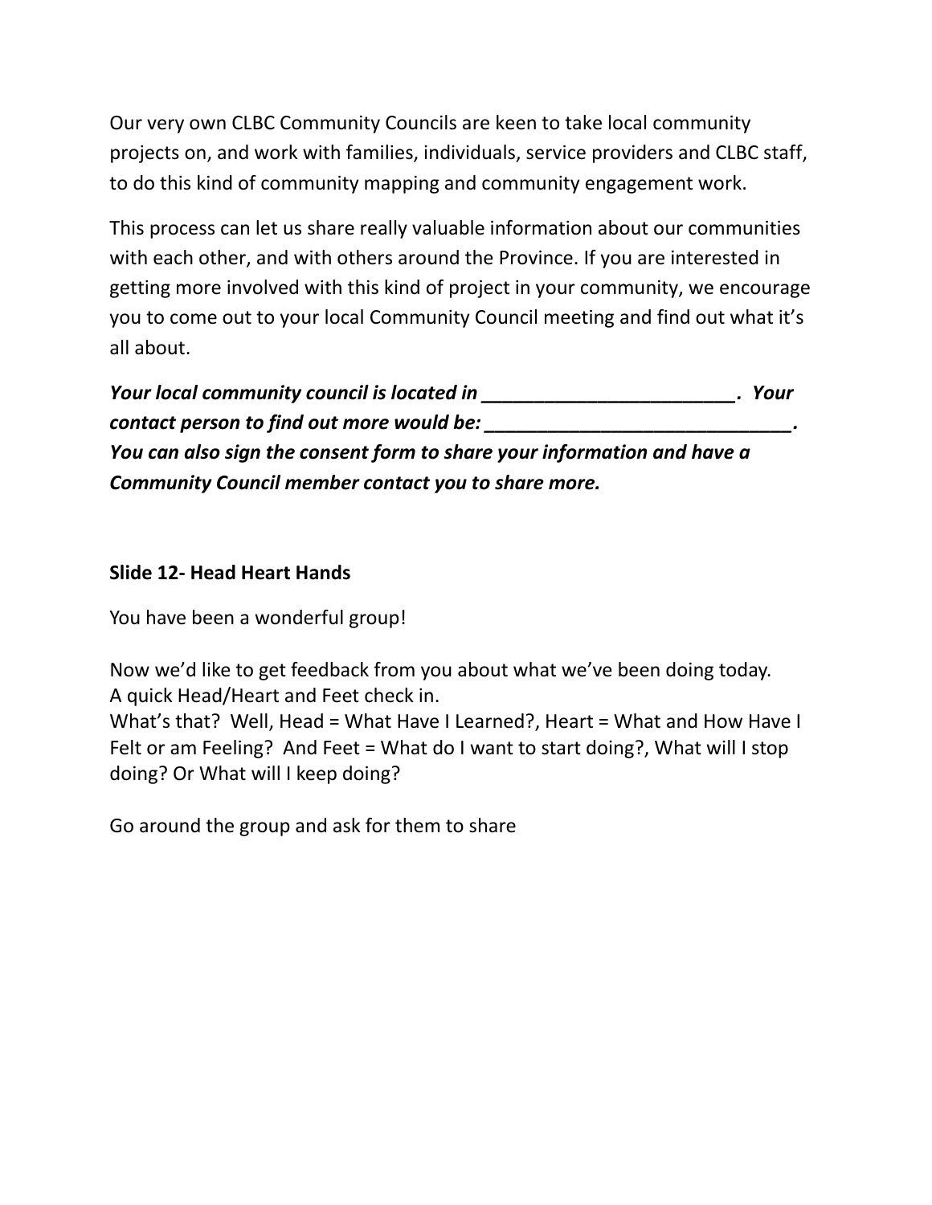Our very own CLBC Community Councils are keen to take local community projects on, and work with families, individuals, service providers and CLBC staff, to do this kind of community mapping and community engagement work.

This process can let us share really valuable information about our communities with each other, and with others around the Province. If you are interested in getting more involved with this kind of project in your community, we encourage you to come out to your local Community Council meeting and find out what it's all about.

***Your local community council is located in ________________________. Your contact person to find out more would be: _____________________________. You can also sign the consent form to share your information and have a Community Council member contact you to share more.***

**Slide 12- Head Heart Hands**

You have been a wonderful group!

Now we'd like to get feedback from you about what we've been doing today.
A quick Head/Heart and Feet check in.
What's that? Well, Head = What Have I Learned?, Heart = What and How Have I Felt or am Feeling? And Feet = What do I want to start doing?, What will I stop doing? Or What will I keep doing?

Go around the group and ask for them to share